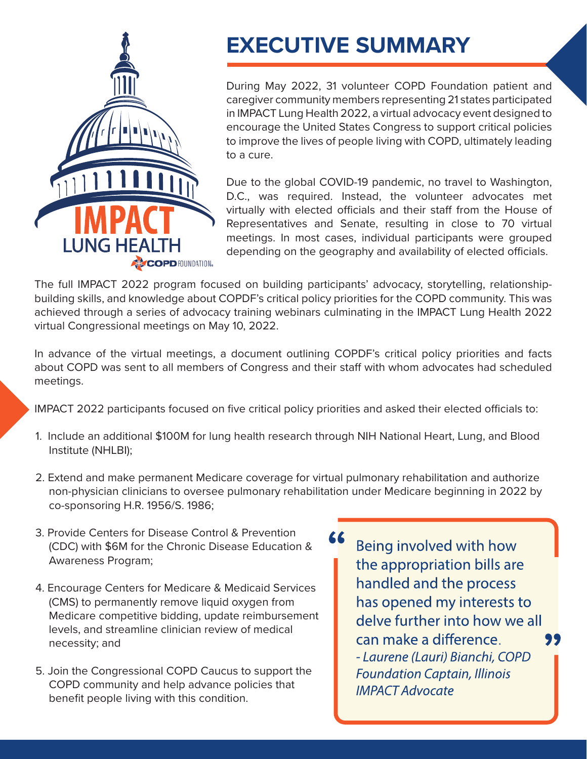# EXECUTIVE SUMMARY

During May 2022, 31 volunteer COPD Foundation patient and caregiver community members representing 21 states participated in IMPACT Lung Health 2022, a virtual advocacy event designed to encourage the United States Congress to support critical policies to improve the lives of people living with COPD, ultimately leading to a cure.

Due to the global COVID-19 pandemic, no travel to Washington, D.C., was required. Instead, the volunteer advocates met virtually with elected officials and their staff from the House of Representatives and Senate, resulting in close to 70 virtual meetings. In most cases, individual participants were grouped depending on the geography and availability of elected officials.

The full IMPACT 2022 program focused on building participants' advocacy, storytelling, relationship-building skills, and knowledge about COPDF's critical policy priorities for the COPD community. This was achieved through a series of advocacy training webinars culminating in the IMPACT Lung Health 2022 virtual Congressional meetings on May 10, 2022.

In advance of the virtual meetings, a document outlining COPDF's critical policy priorities and facts about COPD was sent to all members of Congress and their staff with whom advocates had scheduled meetings.

IMPACT 2022 participants focused on five critical policy priorities and asked their elected officials to:

1. Include an additional $100M for lung health research through NIH National Heart, Lung, and Blood Institute (NHLBI);
2. Extend and make permanent Medicare coverage for virtual pulmonary rehabilitation and authorize non-physician clinicians to oversee pulmonary rehabilitation under Medicare beginning in 2022 by co-sponsoring H.R. 1956/S. 1986;
3. Provide Centers for Disease Control & Prevention (CDC) with $6M for the Chronic Disease Education & Awareness Program;
4. Encourage Centers for Medicare & Medicaid Services (CMS) to permanently remove liquid oxygen from Medicare competitive bidding, update reimbursement levels, and streamline clinician review of medical necessity; and
5. Join the Congressional COPD Caucus to support the COPD community and help advance policies that benefit people living with this condition.

> "Being involved with how the appropriation bills are handled and the process has opened my interests to delve further into how we all can make a difference."
>
> *- Laurene (Lauri) Bianchi, COPD Foundation Captain, Illinois IMPACT Advocate*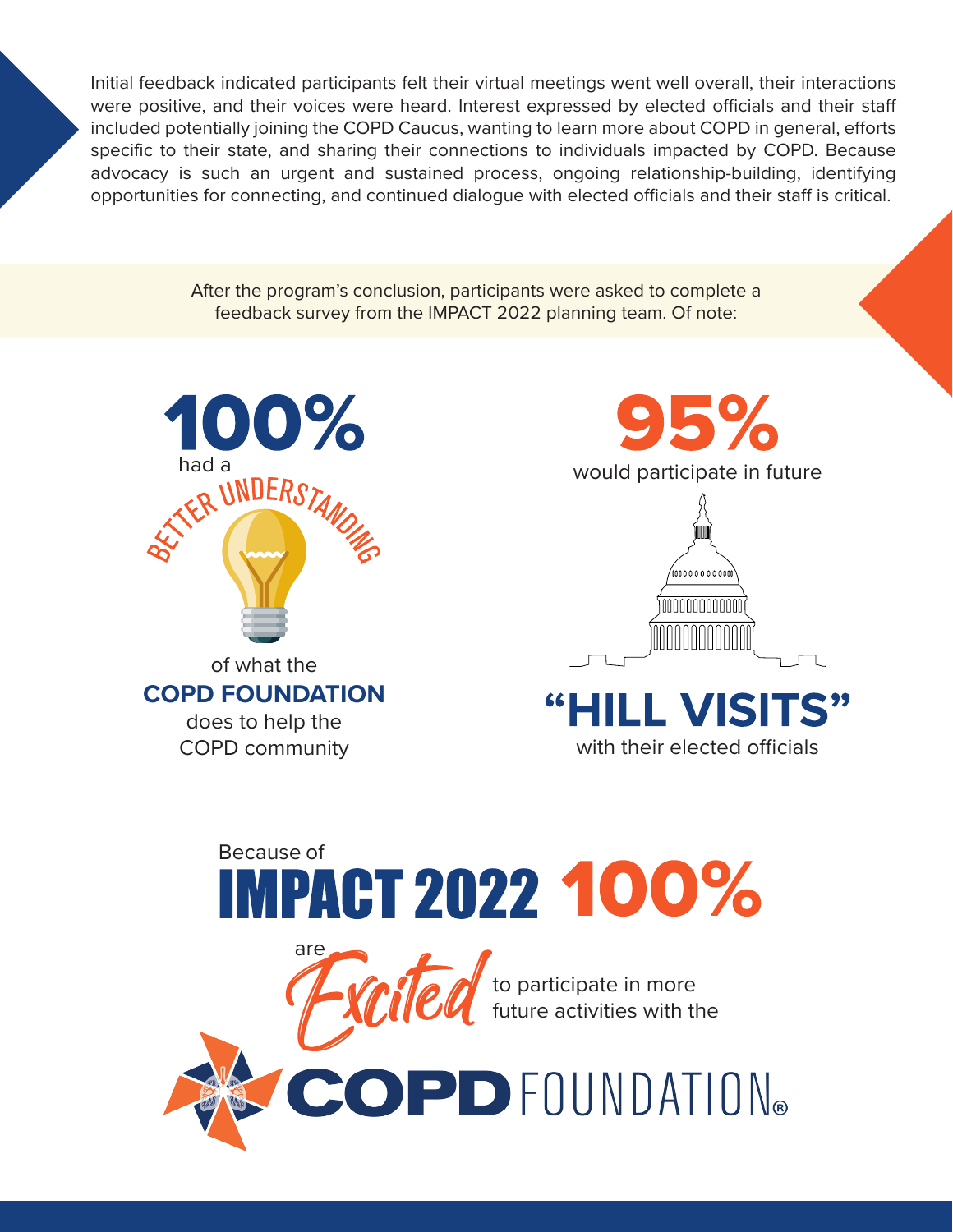Initial feedback indicated participants felt their virtual meetings went well overall, their interactions were positive, and their voices were heard. Interest expressed by elected officials and their staff included potentially joining the COPD Caucus, wanting to learn more about COPD in general, efforts specific to their state, and sharing their connections to individuals impacted by COPD. Because advocacy is such an urgent and sustained process, ongoing relationship-building, identifying opportunities for connecting, and continued dialogue with elected officials and their staff is critical.

After the program's conclusion, participants were asked to complete a feedback survey from the IMPACT 2022 planning team. Of note:

**100%** had a BETTER UNDERSTANDING of what the **COPD FOUNDATION** does to help the COPD community

**95%** would participate in future **"HILL VISITS"** with their elected officials

Because of **IMPACT 2022** **100%** are *Excited* to participate in more future activities with the **COPD** FOUNDATION®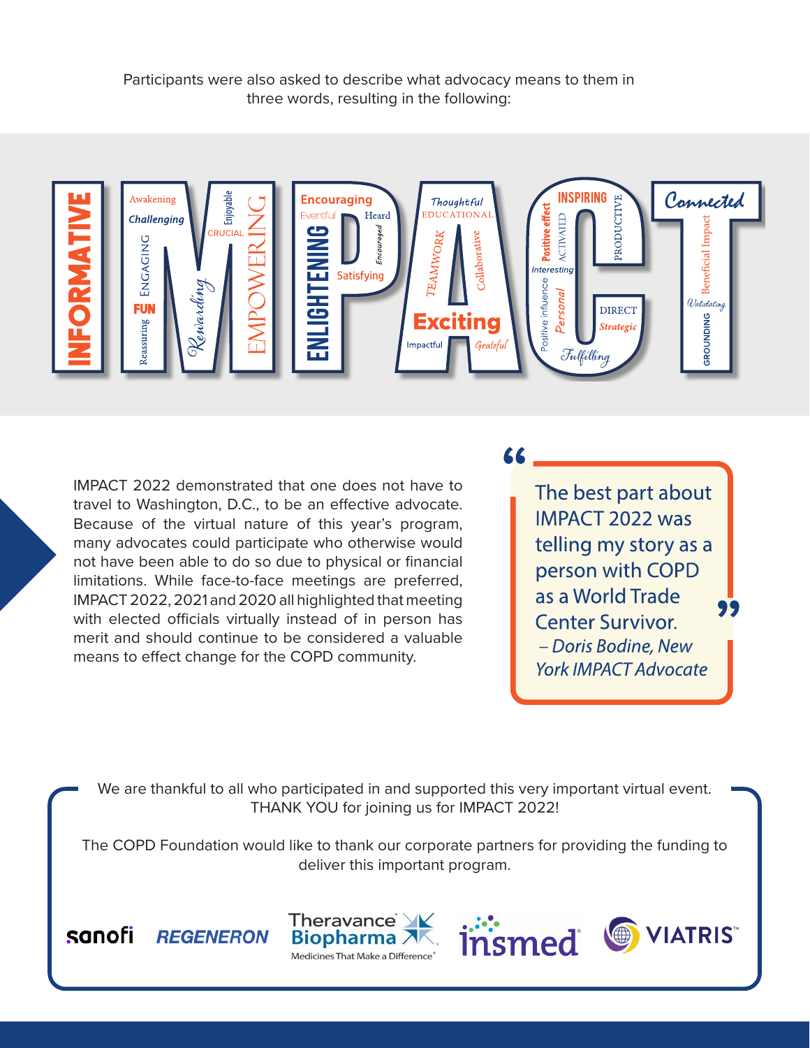Participants were also asked to describe what advocacy means to them in three words, resulting in the following:

INFORMATIVE
Awakening
Challenging
ENGAGING
FUN
Reassuring
Rewarding
Enjoyable
CRUCIAL
EMPOWERING
Encouraging
Eventful
Heard
ENLIGHTENING
Encouraged
Satisfying
Thoughtful
EDUCATIONAL
TEAMWORK
Collaborative
Exciting
Impactful
Grateful
INSPIRING
Positive effect
ACTIVATED
PRODUCTIVE
Interesting
Positive influence
Personal
DIRECT
Strategic
Fulfilling
Connected
Beneficial Impact
Validating
GROUNDING

IMPACT 2022 demonstrated that one does not have to travel to Washington, D.C., to be an effective advocate. Because of the virtual nature of this year's program, many advocates could participate who otherwise would not have been able to do so due to physical or financial limitations. While face-to-face meetings are preferred, IMPACT 2022, 2021 and 2020 all highlighted that meeting with elected officials virtually instead of in person has merit and should continue to be considered a valuable means to effect change for the COPD community.

> "The best part about IMPACT 2022 was telling my story as a person with COPD as a World Trade Center Survivor."
> *– Doris Bodine, New York IMPACT Advocate*

We are thankful to all who participated in and supported this very important virtual event. THANK YOU for joining us for IMPACT 2022!

The COPD Foundation would like to thank our corporate partners for providing the funding to deliver this important program.

sanofi REGENERON Theravance Biopharma (Medicines That Make a Difference) insmed VIATRIS